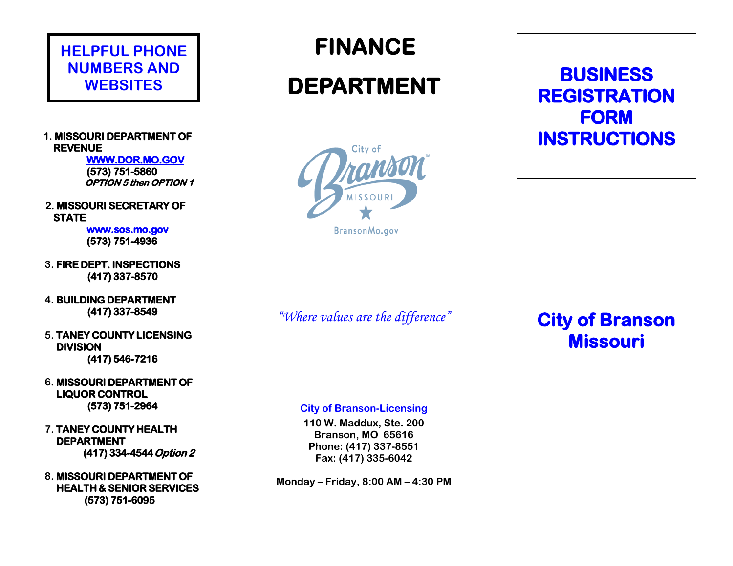## HELPFUL PHONE NUMBERS AND WEBSITES

1. **MISSOURI DEPARTMENT OF REVENUE**
   **WWW.DOR.MO.GOV**
   **(573) 751-5860**
   ***OPTION 5 then OPTION 1***

2. **MISSOURI SECRETARY OF STATE**
   **www.sos.mo.gov**
   **(573) 751-4936**

3. **FIRE DEPT. INSPECTIONS**
   **(417) 337-8570**

4. **BUILDING DEPARTMENT**
   **(417) 337-8549**

5. **TANEY COUNTY LICENSING DIVISION**
   **(417) 546-7216**

6. **MISSOURI DEPARTMENT OF LIQUOR CONTROL**
   **(573) 751-2964**

7. **TANEY COUNTY HEALTH DEPARTMENT**
   **(417) 334-4544** ***Option 2***

8. **MISSOURI DEPARTMENT OF HEALTH & SENIOR SERVICES**
   **(573) 751-6095**

# FINANCE DEPARTMENT

City of Branson MISSOURI

BransonMo.gov

*"Where values are the difference"*

**City of Branson-Licensing**

**110 W. Maddux, Ste. 200**
**Branson, MO 65616**
**Phone: (417) 337-8551**
**Fax: (417) 335-6042**

**Monday – Friday, 8:00 AM – 4:30 PM**

# BUSINESS REGISTRATION FORM INSTRUCTIONS

## City of Branson Missouri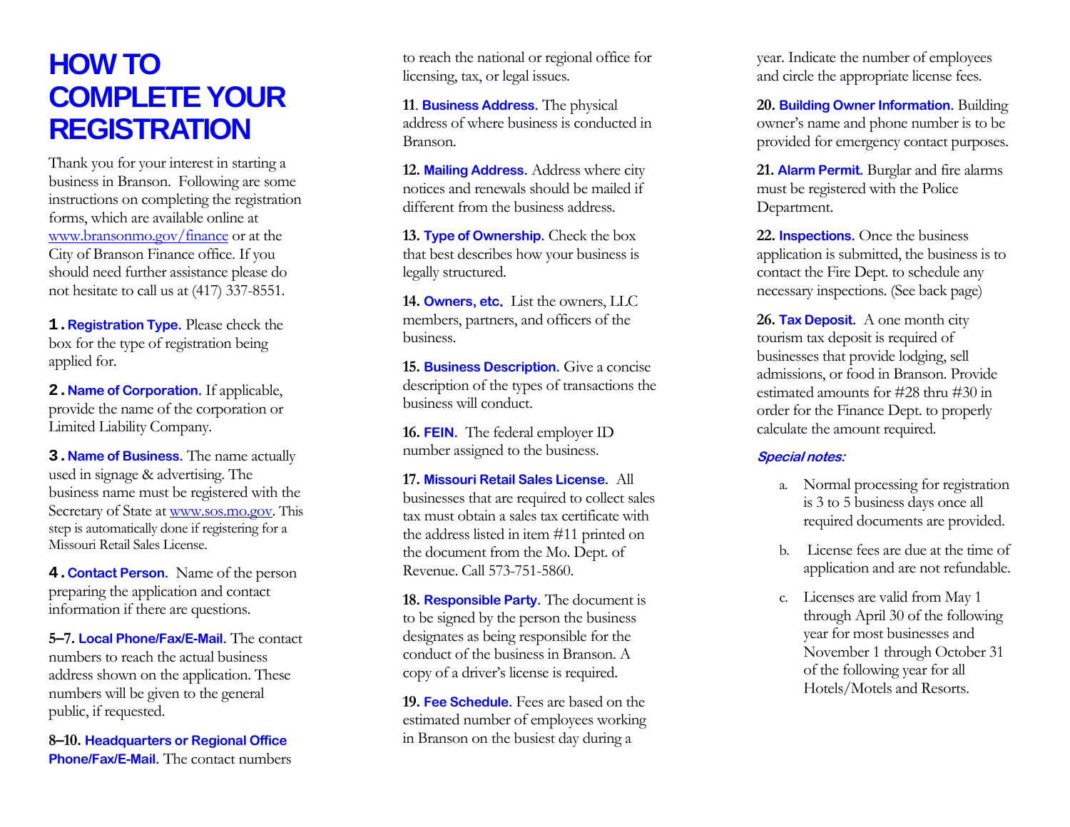# HOW TO COMPLETE YOUR REGISTRATION

Thank you for your interest in starting a business in Branson. Following are some instructions on completing the registration forms, which are available online at www.bransonmo.gov/finance or at the City of Branson Finance office. If you should need further assistance please do not hesitate to call us at (417) 337-8551.

**1. Registration Type.** Please check the box for the type of registration being applied for.

**2. Name of Corporation.** If applicable, provide the name of the corporation or Limited Liability Company.

**3. Name of Business.** The name actually used in signage & advertising. The business name must be registered with the Secretary of State at www.sos.mo.gov. This step is automatically done if registering for a Missouri Retail Sales License.

**4. Contact Person.** Name of the person preparing the application and contact information if there are questions.

**5–7. Local Phone/Fax/E-Mail.** The contact numbers to reach the actual business address shown on the application. These numbers will be given to the general public, if requested.

**8–10. Headquarters or Regional Office Phone/Fax/E-Mail.** The contact numbers to reach the national or regional office for licensing, tax, or legal issues.

**11. Business Address.** The physical address of where business is conducted in Branson.

**12. Mailing Address.** Address where city notices and renewals should be mailed if different from the business address.

**13. Type of Ownership.** Check the box that best describes how your business is legally structured.

**14. Owners, etc.** List the owners, LLC members, partners, and officers of the business.

**15. Business Description.** Give a concise description of the types of transactions the business will conduct.

**16. FEIN.** The federal employer ID number assigned to the business.

**17. Missouri Retail Sales License.** All businesses that are required to collect sales tax must obtain a sales tax certificate with the address listed in item #11 printed on the document from the Mo. Dept. of Revenue. Call 573-751-5860.

**18. Responsible Party.** The document is to be signed by the person the business designates as being responsible for the conduct of the business in Branson. A copy of a driver's license is required.

**19. Fee Schedule.** Fees are based on the estimated number of employees working in Branson on the busiest day during a year. Indicate the number of employees and circle the appropriate license fees.

**20. Building Owner Information.** Building owner's name and phone number is to be provided for emergency contact purposes.

**21. Alarm Permit.** Burglar and fire alarms must be registered with the Police Department.

**22. Inspections.** Once the business application is submitted, the business is to contact the Fire Dept. to schedule any necessary inspections. (See back page)

**26. Tax Deposit.** A one month city tourism tax deposit is required of businesses that provide lodging, sell admissions, or food in Branson. Provide estimated amounts for #28 thru #30 in order for the Finance Dept. to properly calculate the amount required.

***Special notes:***

a. Normal processing for registration is 3 to 5 business days once all required documents are provided.

b. License fees are due at the time of application and are not refundable.

c. Licenses are valid from May 1 through April 30 of the following year for most businesses and November 1 through October 31 of the following year for all Hotels/Motels and Resorts.